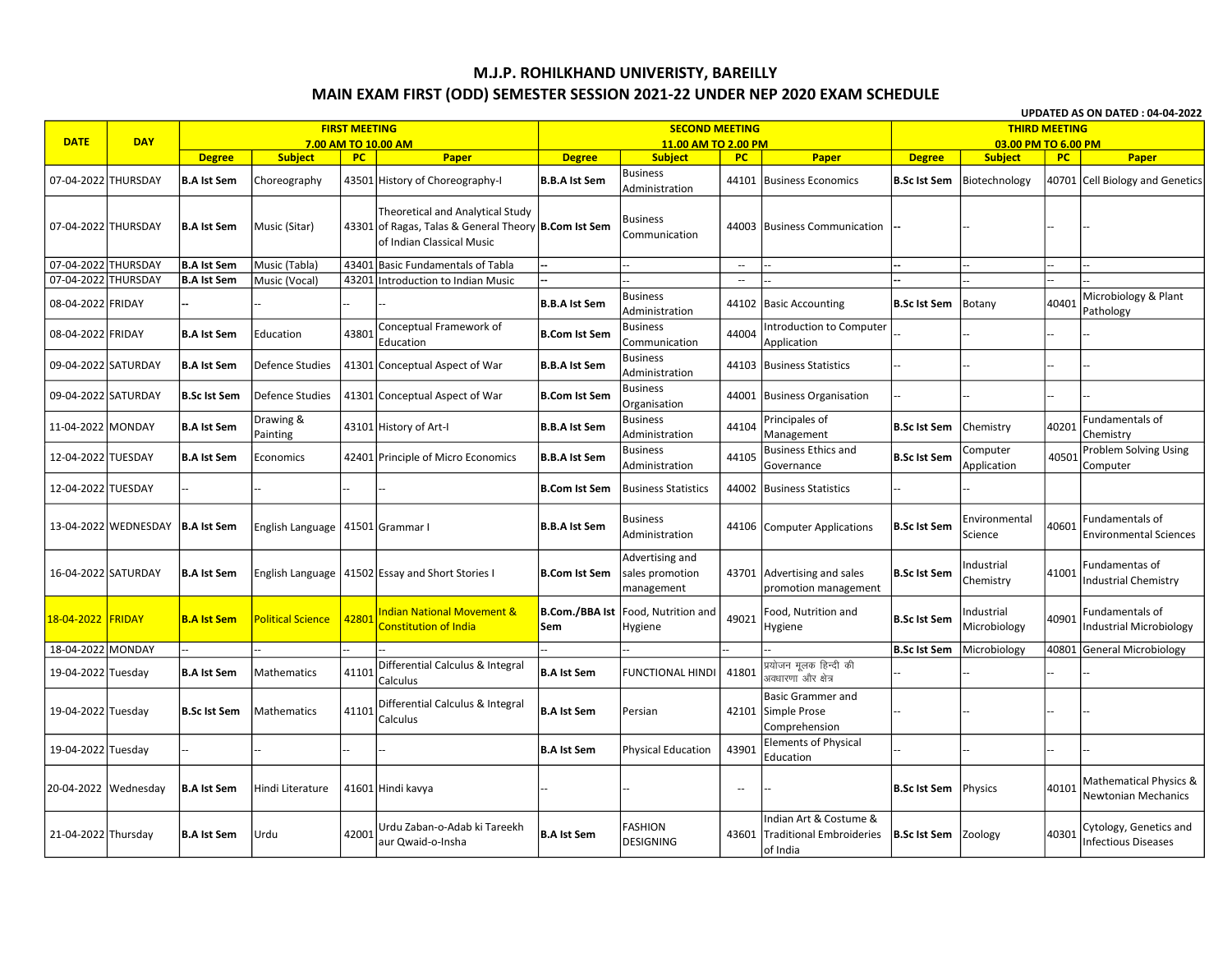# M.J.P. ROHILKHAND UNIVERISTY, BAREILLY

## MAIN EXAM FIRST (ODD) SEMESTER SESSION 2021-22 UNDER NEP 2020 EXAM SCHEDULE

**UPDATED AS ON DATED : 04-04-2022**

| DATE | DAY | FIRST MEETING 7.00 AM TO 10.00 AM | | | | SECOND MEETING 11.00 AM TO 2.00 PM | | | | THIRD MEETING 03.00 PM TO 6.00 PM | | | |
|---|---|---|---|---|---|---|---|---|---|---|---|---|---|
| | | **Degree** | **Subject** | **PC** | **Paper** | **Degree** | **Subject** | **PC** | **Paper** | **Degree** | **Subject** | **PC** | **Paper** |
| 07-04-2022 | THURSDAY | **B.A Ist Sem** | Choreography | 43501 | History of Choreography-I | **B.B.A Ist Sem** | Business Administration | 44101 | Business Economics | **B.Sc Ist Sem** | Biotechnology | 40701 | Cell Biology and Genetics |
| 07-04-2022 | THURSDAY | **B.A Ist Sem** | Music (Sitar) | 43301 | Theoretical and Analytical Study of Ragas, Talas & General Theory of Indian Classical Music | **B.Com Ist Sem** | Business Communication | 44003 | Business Communication | -- | -- | -- | -- |
| 07-04-2022 | THURSDAY | **B.A Ist Sem** | Music (Tabla) | 43401 | Basic Fundamentals of Tabla | -- | -- | -- | -- | -- | -- | -- | -- |
| 07-04-2022 | THURSDAY | **B.A Ist Sem** | Music (Vocal) | 43201 | Introduction to Indian Music | -- | -- | -- | -- | -- | -- | -- | -- |
| 08-04-2022 | FRIDAY | -- | -- | -- | -- | **B.B.A Ist Sem** | Business Administration | 44102 | Basic Accounting | **B.Sc Ist Sem** | Botany | 40401 | Microbiology & Plant Pathology |
| 08-04-2022 | FRIDAY | **B.A Ist Sem** | Education | 43801 | Conceptual Framework of Education | **B.Com Ist Sem** | Business Communication | 44004 | Introduction to Computer Application | -- | -- | -- | -- |
| 09-04-2022 | SATURDAY | **B.A Ist Sem** | Defence Studies | 41301 | Conceptual Aspect of War | **B.B.A Ist Sem** | Business Administration | 44103 | Business Statistics | -- | -- | -- | -- |
| 09-04-2022 | SATURDAY | **B.Sc Ist Sem** | Defence Studies | 41301 | Conceptual Aspect of War | **B.Com Ist Sem** | Business Organisation | 44001 | Business Organisation | -- | -- | -- | -- |
| 11-04-2022 | MONDAY | **B.A Ist Sem** | Drawing & Painting | 43101 | History of Art-I | **B.B.A Ist Sem** | Business Administration | 44104 | Principales of Management | **B.Sc Ist Sem** | Chemistry | 40201 | Fundamentals of Chemistry |
| 12-04-2022 | TUESDAY | **B.A Ist Sem** | Economics | 42401 | Principle of Micro Economics | **B.B.A Ist Sem** | Business Administration | 44105 | Business Ethics and Governance | **B.Sc Ist Sem** | Computer Application | 40501 | Problem Solving Using Computer |
| 12-04-2022 | TUESDAY | -- | -- | -- | -- | **B.Com Ist Sem** | Business Statistics | 44002 | Business Statistics | -- | -- | | |
| 13-04-2022 | WEDNESDAY | **B.A Ist Sem** | English Language | 41501 | Grammar I | **B.B.A Ist Sem** | Business Administration | 44106 | Computer Applications | **B.Sc Ist Sem** | Environmental Science | 40601 | Fundamentals of Environmental Sciences |
| 16-04-2022 | SATURDAY | **B.A Ist Sem** | English Language | 41502 | Essay and Short Stories I | **B.Com Ist Sem** | Advertising and sales promotion management | 43701 | Advertising and sales promotion management | **B.Sc Ist Sem** | Industrial Chemistry | 41001 | Fundamentas of Industrial Chemistry |
| 18-04-2022 | FRIDAY | **B.A Ist Sem** | Political Science | 42801 | Indian National Movement & Constitution of India | **B.Com./BBA Ist Sem** | Food, Nutrition and Hygiene | 49021 | Food, Nutrition and Hygiene | **B.Sc Ist Sem** | Industrial Microbiology | 40901 | Fundamentals of Industrial Microbiology |
| 18-04-2022 | MONDAY | -- | -- | -- | -- | -- | -- | -- | -- | **B.Sc Ist Sem** | Microbiology | 40801 | General Microbiology |
| 19-04-2022 | Tuesday | **B.A Ist Sem** | Mathematics | 41101 | Differential Calculus & Integral Calculus | **B.A Ist Sem** | FUNCTIONAL HINDI | 41801 | प्रयोजन मूलक हिन्दी की अवधारणा और क्षेत्र | -- | -- | -- | -- |
| 19-04-2022 | Tuesday | **B.Sc Ist Sem** | Mathematics | 41101 | Differential Calculus & Integral Calculus | **B.A Ist Sem** | Persian | 42101 | Basic Grammer and Simple Prose Comprehension | -- | -- | -- | -- |
| 19-04-2022 | Tuesday | -- | -- | -- | -- | **B.A Ist Sem** | Physical Education | 43901 | Elements of Physical Education | -- | -- | -- | -- |
| 20-04-2022 | Wednesday | **B.A Ist Sem** | Hindi Literature | 41601 | Hindi kavya | -- | -- | -- | -- | **B.Sc Ist Sem** | Physics | 40101 | Mathematical Physics & Newtonian Mechanics |
| 21-04-2022 | Thursday | **B.A Ist Sem** | Urdu | 42001 | Urdu Zaban-o-Adab ki Tareekh aur Qwaid-o-Insha | **B.A Ist Sem** | FASHION DESIGNING | 43601 | Indian Art & Costume & Traditional Embroideries of India | **B.Sc Ist Sem** | Zoology | 40301 | Cytology, Genetics and Infectious Diseases |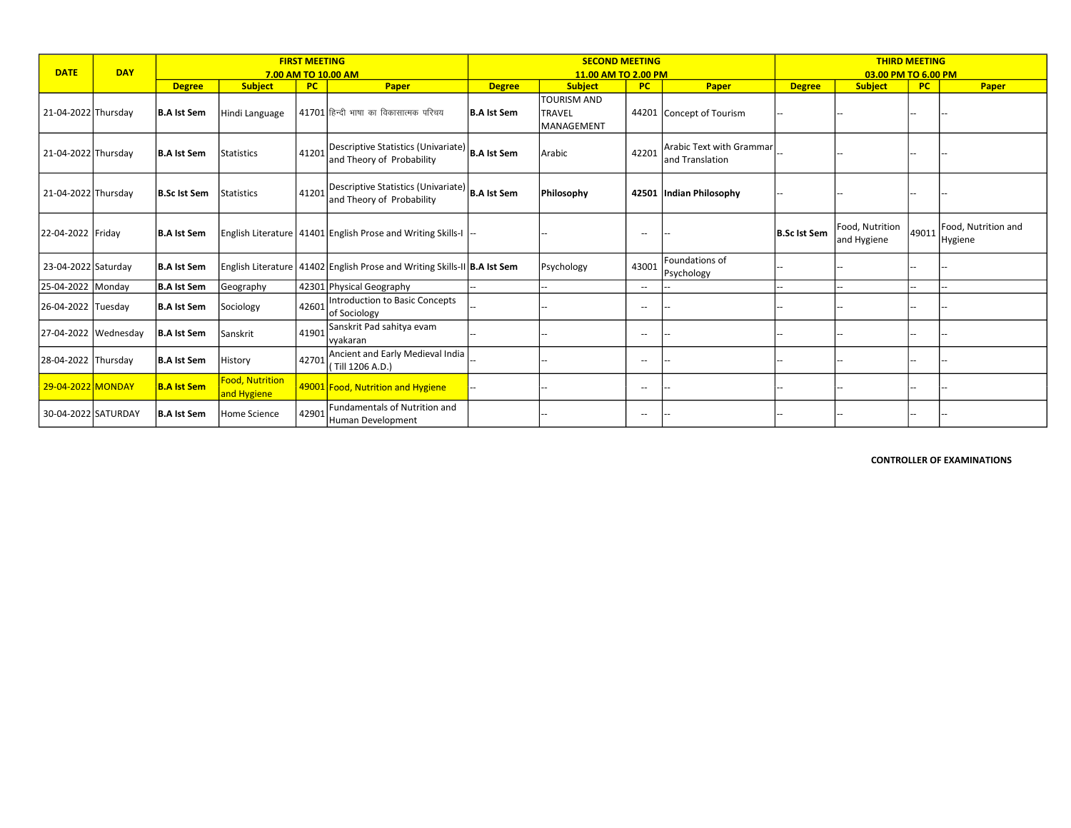| DATE | DAY | FIRST MEETING 7.00 AM TO 10.00 AM | | | | SECOND MEETING 11.00 AM TO 2.00 PM | | | | THIRD MEETING 03.00 PM TO 6.00 PM | | | |
|---|---|---|---|---|---|---|---|---|---|---|---|---|---|
| | | **Degree** | **Subject** | **PC** | **Paper** | **Degree** | **Subject** | **PC** | **Paper** | **Degree** | **Subject** | **PC** | **Paper** |
| 21-04-2022 | Thursday | **B.A Ist Sem** | Hindi Language | 41701 | हिन्दी भाषा का विकासात्मक परिचय | **B.A Ist Sem** | TOURISM AND TRAVEL MANAGEMENT | 44201 | Concept of Tourism | -- | -- | -- | -- |
| 21-04-2022 | Thursday | **B.A Ist Sem** | Statistics | 41201 | Descriptive Statistics (Univariate) and Theory of Probability | **B.A Ist Sem** | Arabic | 42201 | Arabic Text with Grammar and Translation | -- | -- | -- | -- |
| 21-04-2022 | Thursday | **B.Sc Ist Sem** | Statistics | 41201 | Descriptive Statistics (Univariate) and Theory of Probability | **B.A Ist Sem** | **Philosophy** | **42501** | **Indian Philosophy** | -- | -- | -- | -- |
| 22-04-2022 | Friday | **B.A Ist Sem** | English Literature | 41401 | English Prose and Writing Skills-I | -- | -- | -- | -- | **B.Sc Ist Sem** | Food, Nutrition and Hygiene | 49011 | Food, Nutrition and Hygiene |
| 23-04-2022 | Saturday | **B.A Ist Sem** | English Literature | 41402 | English Prose and Writing Skills-II | **B.A Ist Sem** | Psychology | 43001 | Foundations of Psychology | -- | -- | -- | -- |
| 25-04-2022 | Monday | **B.A Ist Sem** | Geography | 42301 | Physical Geography | -- | -- | -- | -- | -- | -- | -- | -- |
| 26-04-2022 | Tuesday | **B.A Ist Sem** | Sociology | 42601 | Introduction to Basic Concepts of Sociology | -- | -- | -- | -- | -- | -- | -- | -- |
| 27-04-2022 | Wednesday | **B.A Ist Sem** | Sanskrit | 41901 | Sanskrit Pad sahitya evam vyakaran | -- | -- | -- | -- | -- | -- | -- | -- |
| 28-04-2022 | Thursday | **B.A Ist Sem** | History | 42701 | Ancient and Early Medieval India ( Till 1206 A.D.) | -- | -- | -- | -- | -- | -- | -- | -- |
| 29-04-2022 | MONDAY | **B.A Ist Sem** | Food, Nutrition and Hygiene | 49001 | Food, Nutrition and Hygiene | -- | -- | -- | -- | -- | -- | -- | -- |
| 30-04-2022 | SATURDAY | **B.A Ist Sem** | Home Science | 42901 | Fundamentals of Nutrition and Human Development | | -- | -- | -- | -- | -- | -- | -- |

**CONTROLLER OF EXAMINATIONS**